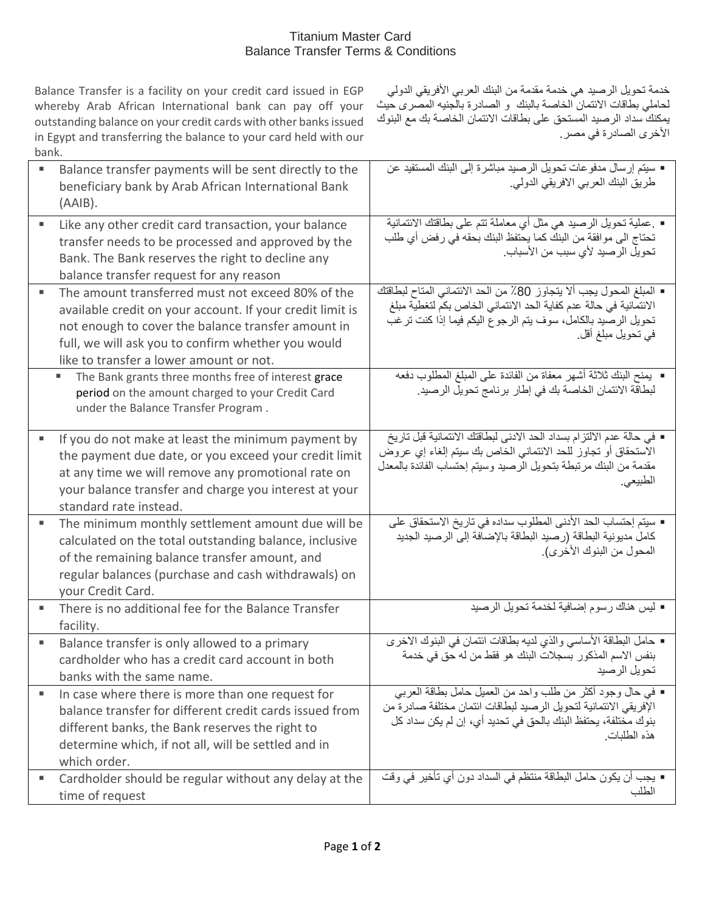# Titanium Master Card
## Balance Transfer Terms & Conditions

| Balance Transfer is a facility on your credit card issued in EGP whereby Arab African International bank can pay off your outstanding balance on your credit cards with other banks issued in Egypt and transferring the balance to your card held with our bank. | خدمة تحويل الرصيد هي خدمة مقدمة من البنك العربي الأفريقي الدولي لحاملي بطاقات الائتمان الخاصة بالبنك و الصادرة بالجنيه المصرى حيث يمكنك سداد الرصيد المستحق على بطاقات الائتمان الخاصة بك مع البنوك الأخرى الصادرة في مصر. |
|---|---|
| ▪ Balance transfer payments will be sent directly to the beneficiary bank by Arab African International Bank (AAIB). | ▪ سيتم إرسال مدفوعات تحويل الرصيد مباشرة إلى البنك المستفيد عن طريق البنك العربي الافريقي الدولي. |
| ▪ Like any other credit card transaction, your balance transfer needs to be processed and approved by the Bank. The Bank reserves the right to decline any balance transfer request for any reason | ▪ .عملية تحويل الرصيد هي مثل أي معاملة تتم على بطاقتك الائتمانية تحتاج الى موافقة من البنك كما يحتفظ البنك بحقه في رفض أي طلب تحويل الرصيد لأي سبب من الأسباب. |
| ▪ The amount transferred must not exceed 80% of the available credit on your account. If your credit limit is not enough to cover the balance transfer amount in full, we will ask you to confirm whether you would like to transfer a lower amount or not. | ▪ المبلغ المحول يجب ألا يتجاوز 80٪ من الحد الائتماني المتاح لبطاقتك الائتمانية في حالة عدم كفاية الحد الائتماني الخاص بكم لتغطية مبلغ تحويل الرصيد بالكامل، سوف يتم الرجوع اليكم فيما إذا كنت ترغب في تحويل مبلغ أقل. |
| ▪ The Bank grants three months free of interest grace period on the amount charged to your Credit Card under the Balance Transfer Program . | ▪ يمنح البنك ثلاثة أشهر معفاة من الفائدة على المبلغ المطلوب دفعه لبطاقة الائتمان الخاصة بك في إطار برنامج تحويل الرصيد. |
| ▪ If you do not make at least the minimum payment by the payment due date, or you exceed your credit limit at any time we will remove any promotional rate on your balance transfer and charge you interest at your standard rate instead. | ▪ في حالة عدم الالتزام بسداد الحد الادنى لبطاقتك الائتمانية قبل تاريخ الاستحقاق أو تجاوز للحد الائتماني الخاص بك سيتم إلغاء إي عروض مقدمة من البنك مرتبطة بتحويل الرصيد وسيتم إحتساب الفائدة بالمعدل الطبيعي. |
| ▪ The minimum monthly settlement amount due will be calculated on the total outstanding balance, inclusive of the remaining balance transfer amount, and regular balances (purchase and cash withdrawals) on your Credit Card. | ▪ سيتم إحتساب الحد الأدنى المطلوب سداده في تاريخ الاستحقاق على كامل مديونية البطاقة (رصيد البطاقة بالإضافة إلى الرصيد الجديد المحول من البنوك الأخرى). |
| ▪ There is no additional fee for the Balance Transfer facility. | ▪ ليس هناك رسوم إضافية لخدمة تحويل الرصيد |
| ▪ Balance transfer is only allowed to a primary cardholder who has a credit card account in both banks with the same name. | ▪ حامل البطاقة الأساسي والذي لديه بطاقات ائتمان في البنوك الاخرى بنفس الاسم المذكور بسجلات البنك هو فقط من له حق في خدمة تحويل الرصيد |
| ▪ In case where there is more than one request for balance transfer for different credit cards issued from different banks, the Bank reserves the right to determine which, if not all, will be settled and in which order. | ▪ في حال وجود أكثر من طلب واحد من العميل حامل بطاقة العربي الإفريقي الائتمانية لتحويل الرصيد لبطاقات ائتمان مختلفة صادرة من بنوك مختلفة، يحتفظ البنك بالحق في تحديد أي، إن لم يكن سداد كل هذه الطلبات. |
| ▪ Cardholder should be regular without any delay at the time of request | ▪ يجب أن يكون حامل البطاقة منتظم في السداد دون أي تأخير في وقت الطلب |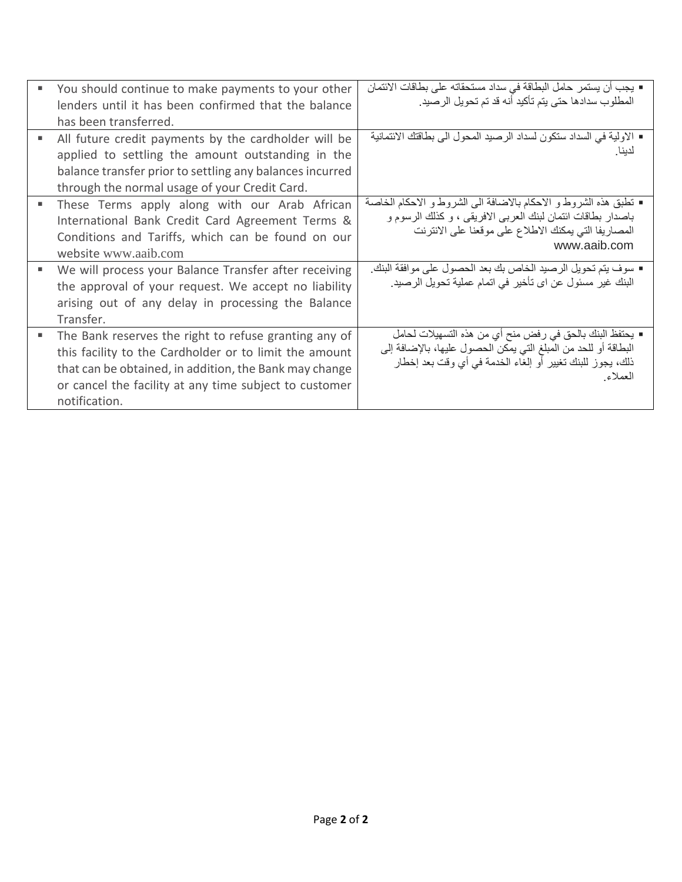| | |
|---|---|
| ▪ You should continue to make payments to your other lenders until it has been confirmed that the balance has been transferred. | ▪ يجب أن يستمر حامل البطاقة في سداد مستحقاته على بطاقات الائتمان المطلوب سدادها حتى يتم تأكيد أنه قد تم تحويل الرصيد. |
| ▪ All future credit payments by the cardholder will be applied to settling the amount outstanding in the balance transfer prior to settling any balances incurred through the normal usage of your Credit Card. | ▪ الاولية في السداد ستكون لسداد الرصيد المحول الى بطاقتك الائتمانية لدينا. |
| ▪ These Terms apply along with our Arab African International Bank Credit Card Agreement Terms & Conditions and Tariffs, which can be found on our website www.aaib.com | ▪ تطبق هذه الشروط و الاحكام بالاضافة الى الشروط و الاحكام الخاصة باصدار بطاقات ائتمان لبنك العربى الافريقى ، و كذلك الرسوم و المصاريفا التي يمكنك الاطلاع على موقعنا على الانترنت www.aaib.com |
| ▪ We will process your Balance Transfer after receiving the approval of your request. We accept no liability arising out of any delay in processing the Balance Transfer. | ▪ سوف يتم تحويل الرصيد الخاص بك بعد الحصول على موافقة البنك. البنك غير مسئول عن اى تأخير في اتمام عملية تحويل الرصيد. |
| ▪ The Bank reserves the right to refuse granting any of this facility to the Cardholder or to limit the amount that can be obtained, in addition, the Bank may change or cancel the facility at any time subject to customer notification. | ▪ يحتفظ البنك بالحق في رفض منح أي من هذه التسهيلات لحامل البطاقة أو للحد من المبلغ التي يمكن الحصول عليها، بالإضافة إلى ذلك، يجوز للبنك تغيير أو إلغاء الخدمة في أي وقت بعد إخطار العملاء. |